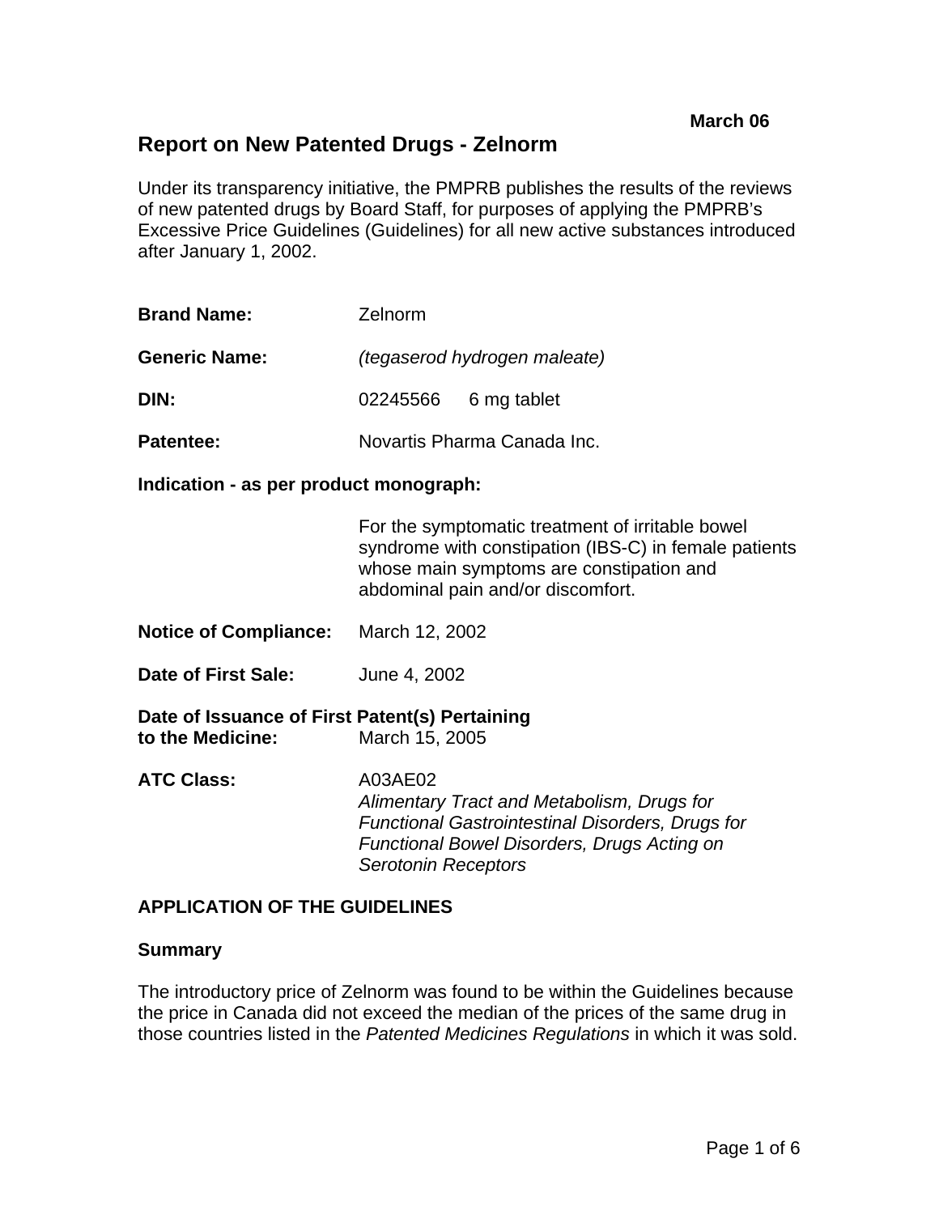March 06

# Report on New Patented Drugs - Zelnorm

Under its transparency initiative, the PMPRB publishes the results of the reviews of new patented drugs by Board Staff, for purposes of applying the PMPRB's Excessive Price Guidelines (Guidelines) for all new active substances introduced after January 1, 2002.

**Brand Name:** Zelnorm

**Generic Name:** *(tegaserod hydrogen maleate)*

**DIN:** 02245566 6 mg tablet

**Patentee:** Novartis Pharma Canada Inc.

**Indication - as per product monograph:**

For the symptomatic treatment of irritable bowel syndrome with constipation (IBS-C) in female patients whose main symptoms are constipation and abdominal pain and/or discomfort.

**Notice of Compliance:** March 12, 2002

**Date of First Sale:** June 4, 2002

**Date of Issuance of First Patent(s) Pertaining to the Medicine:** March 15, 2005

**ATC Class:** A03AE02
*Alimentary Tract and Metabolism, Drugs for Functional Gastrointestinal Disorders, Drugs for Functional Bowel Disorders, Drugs Acting on Serotonin Receptors*

## APPLICATION OF THE GUIDELINES

### Summary

The introductory price of Zelnorm was found to be within the Guidelines because the price in Canada did not exceed the median of the prices of the same drug in those countries listed in the *Patented Medicines Regulations* in which it was sold.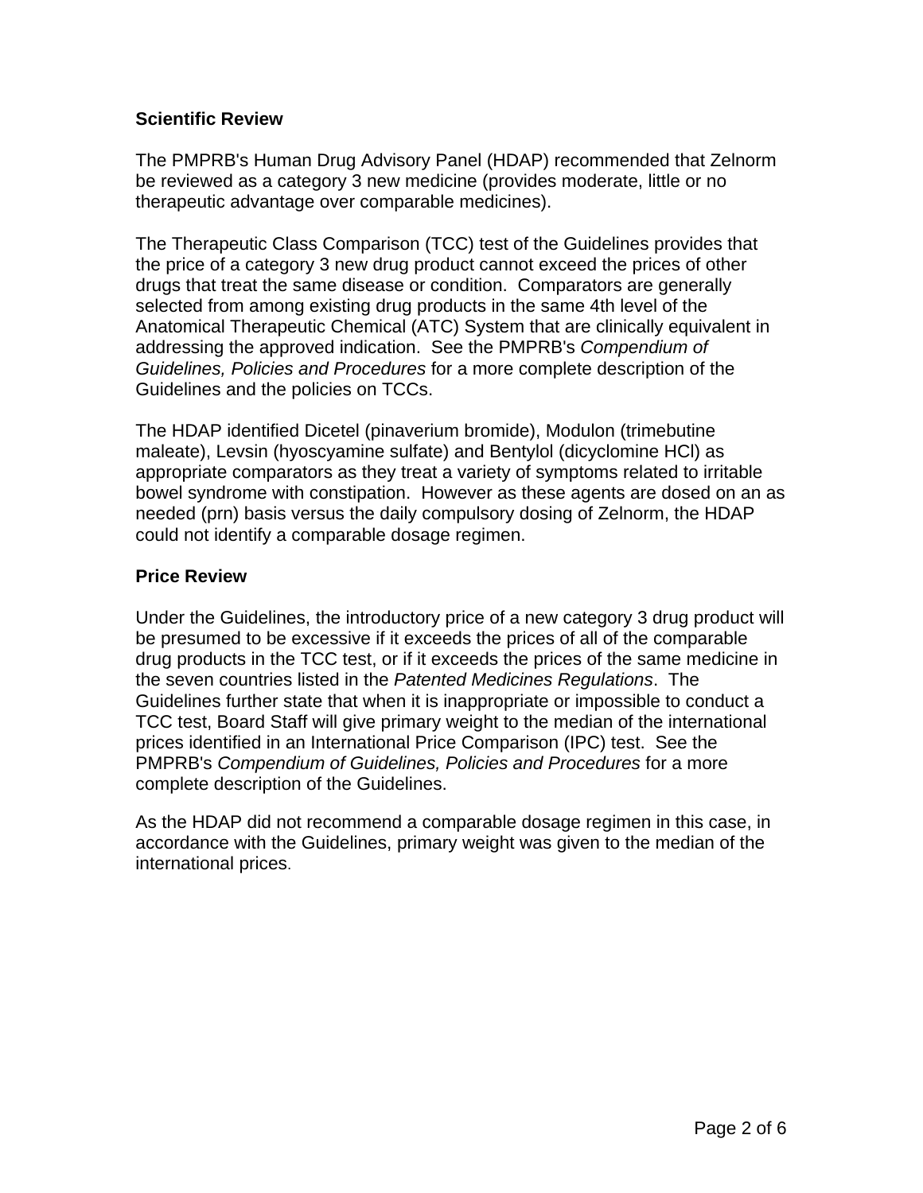**Scientific Review**

The PMPRB's Human Drug Advisory Panel (HDAP) recommended that Zelnorm be reviewed as a category 3 new medicine (provides moderate, little or no therapeutic advantage over comparable medicines).

The Therapeutic Class Comparison (TCC) test of the Guidelines provides that the price of a category 3 new drug product cannot exceed the prices of other drugs that treat the same disease or condition. Comparators are generally selected from among existing drug products in the same 4th level of the Anatomical Therapeutic Chemical (ATC) System that are clinically equivalent in addressing the approved indication. See the PMPRB's *Compendium of Guidelines, Policies and Procedures* for a more complete description of the Guidelines and the policies on TCCs.

The HDAP identified Dicetel (pinaverium bromide), Modulon (trimebutine maleate), Levsin (hyoscyamine sulfate) and Bentylol (dicyclomine HCl) as appropriate comparators as they treat a variety of symptoms related to irritable bowel syndrome with constipation. However as these agents are dosed on an as needed (prn) basis versus the daily compulsory dosing of Zelnorm, the HDAP could not identify a comparable dosage regimen.

**Price Review**

Under the Guidelines, the introductory price of a new category 3 drug product will be presumed to be excessive if it exceeds the prices of all of the comparable drug products in the TCC test, or if it exceeds the prices of the same medicine in the seven countries listed in the *Patented Medicines Regulations*. The Guidelines further state that when it is inappropriate or impossible to conduct a TCC test, Board Staff will give primary weight to the median of the international prices identified in an International Price Comparison (IPC) test. See the PMPRB's *Compendium of Guidelines, Policies and Procedures* for a more complete description of the Guidelines.

As the HDAP did not recommend a comparable dosage regimen in this case, in accordance with the Guidelines, primary weight was given to the median of the international prices.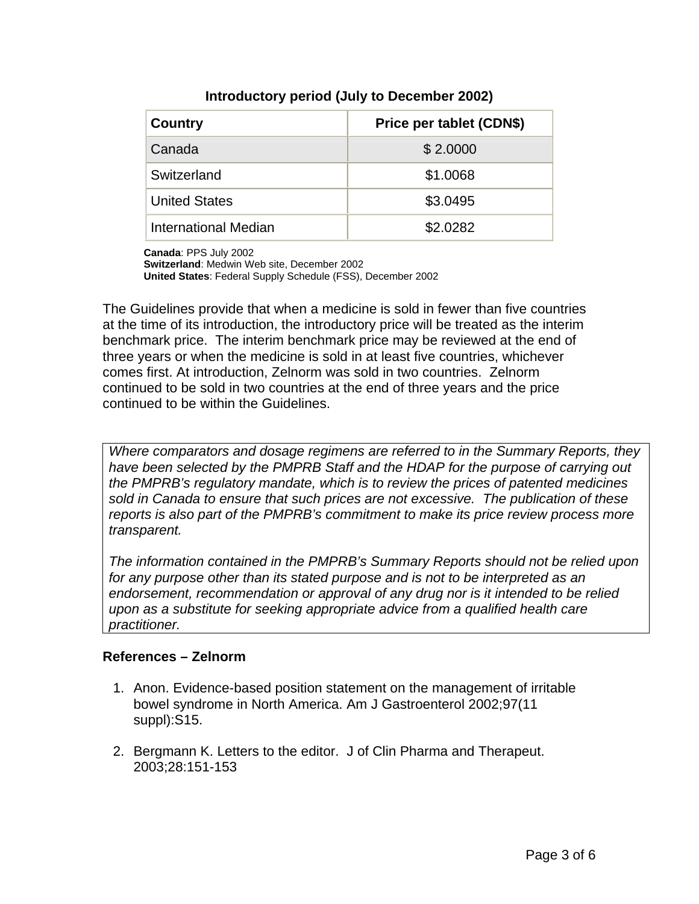**Introductory period (July to December 2002)**

| Country | Price per tablet (CDN$) |
| --- | --- |
| Canada | $ 2.0000 |
| Switzerland | $1.0068 |
| United States | $3.0495 |
| International Median | $2.0282 |

**Canada**: PPS July 2002
**Switzerland**: Medwin Web site, December 2002
**United States**: Federal Supply Schedule (FSS), December 2002

The Guidelines provide that when a medicine is sold in fewer than five countries at the time of its introduction, the introductory price will be treated as the interim benchmark price. The interim benchmark price may be reviewed at the end of three years or when the medicine is sold in at least five countries, whichever comes first. At introduction, Zelnorm was sold in two countries. Zelnorm continued to be sold in two countries at the end of three years and the price continued to be within the Guidelines.

*Where comparators and dosage regimens are referred to in the Summary Reports, they have been selected by the PMPRB Staff and the HDAP for the purpose of carrying out the PMPRB's regulatory mandate, which is to review the prices of patented medicines sold in Canada to ensure that such prices are not excessive. The publication of these reports is also part of the PMPRB's commitment to make its price review process more transparent.*

*The information contained in the PMPRB's Summary Reports should not be relied upon for any purpose other than its stated purpose and is not to be interpreted as an endorsement, recommendation or approval of any drug nor is it intended to be relied upon as a substitute for seeking appropriate advice from a qualified health care practitioner.*

**References – Zelnorm**

1. Anon. Evidence-based position statement on the management of irritable bowel syndrome in North America. Am J Gastroenterol 2002;97(11 suppl):S15.

2. Bergmann K. Letters to the editor. J of Clin Pharma and Therapeut. 2003;28:151-153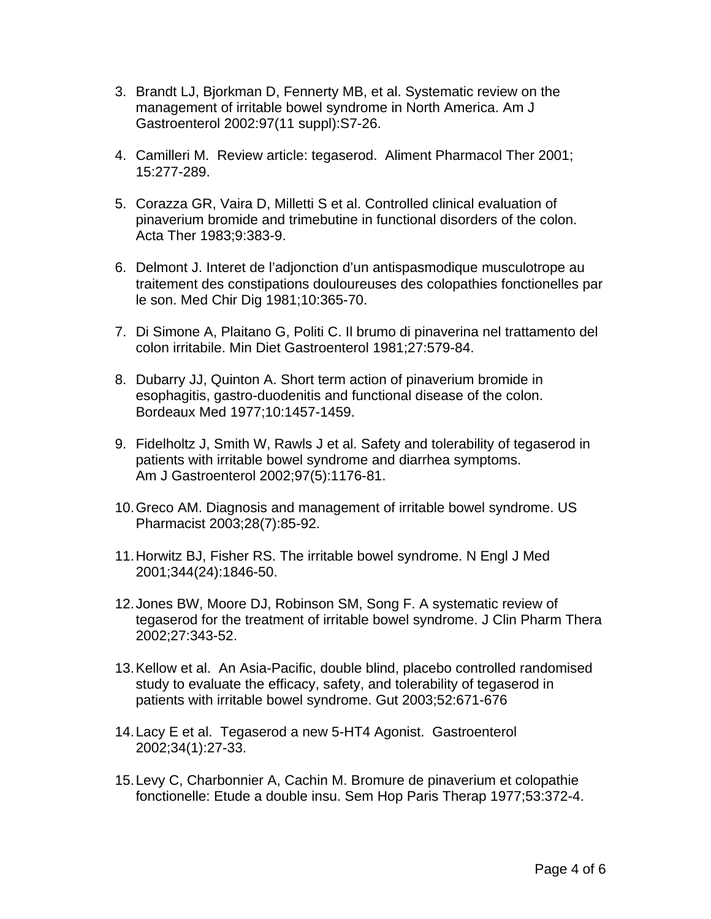3. Brandt LJ, Bjorkman D, Fennerty MB, et al. Systematic review on the management of irritable bowel syndrome in North America. Am J Gastroenterol 2002:97(11 suppl):S7-26.

4. Camilleri M. Review article: tegaserod. Aliment Pharmacol Ther 2001; 15:277-289.

5. Corazza GR, Vaira D, Milletti S et al. Controlled clinical evaluation of pinaverium bromide and trimebutine in functional disorders of the colon. Acta Ther 1983;9:383-9.

6. Delmont J. Interet de l'adjonction d'un antispasmodique musculotrope au traitement des constipations douloureuses des colopathies fonctionelles par le son. Med Chir Dig 1981;10:365-70.

7. Di Simone A, Plaitano G, Politi C. Il brumo di pinaverina nel trattamento del colon irritabile. Min Diet Gastroenterol 1981;27:579-84.

8. Dubarry JJ, Quinton A. Short term action of pinaverium bromide in esophagitis, gastro-duodenitis and functional disease of the colon. Bordeaux Med 1977;10:1457-1459.

9. Fidelholtz J, Smith W, Rawls J et al. Safety and tolerability of tegaserod in patients with irritable bowel syndrome and diarrhea symptoms. Am J Gastroenterol 2002;97(5):1176-81.

10. Greco AM. Diagnosis and management of irritable bowel syndrome. US Pharmacist 2003;28(7):85-92.

11. Horwitz BJ, Fisher RS. The irritable bowel syndrome. N Engl J Med 2001;344(24):1846-50.

12. Jones BW, Moore DJ, Robinson SM, Song F. A systematic review of tegaserod for the treatment of irritable bowel syndrome. J Clin Pharm Thera 2002;27:343-52.

13. Kellow et al. An Asia-Pacific, double blind, placebo controlled randomised study to evaluate the efficacy, safety, and tolerability of tegaserod in patients with irritable bowel syndrome. Gut 2003;52:671-676

14. Lacy E et al. Tegaserod a new 5-HT4 Agonist. Gastroenterol 2002;34(1):27-33.

15. Levy C, Charbonnier A, Cachin M. Bromure de pinaverium et colopathie fonctionelle: Etude a double insu. Sem Hop Paris Therap 1977;53:372-4.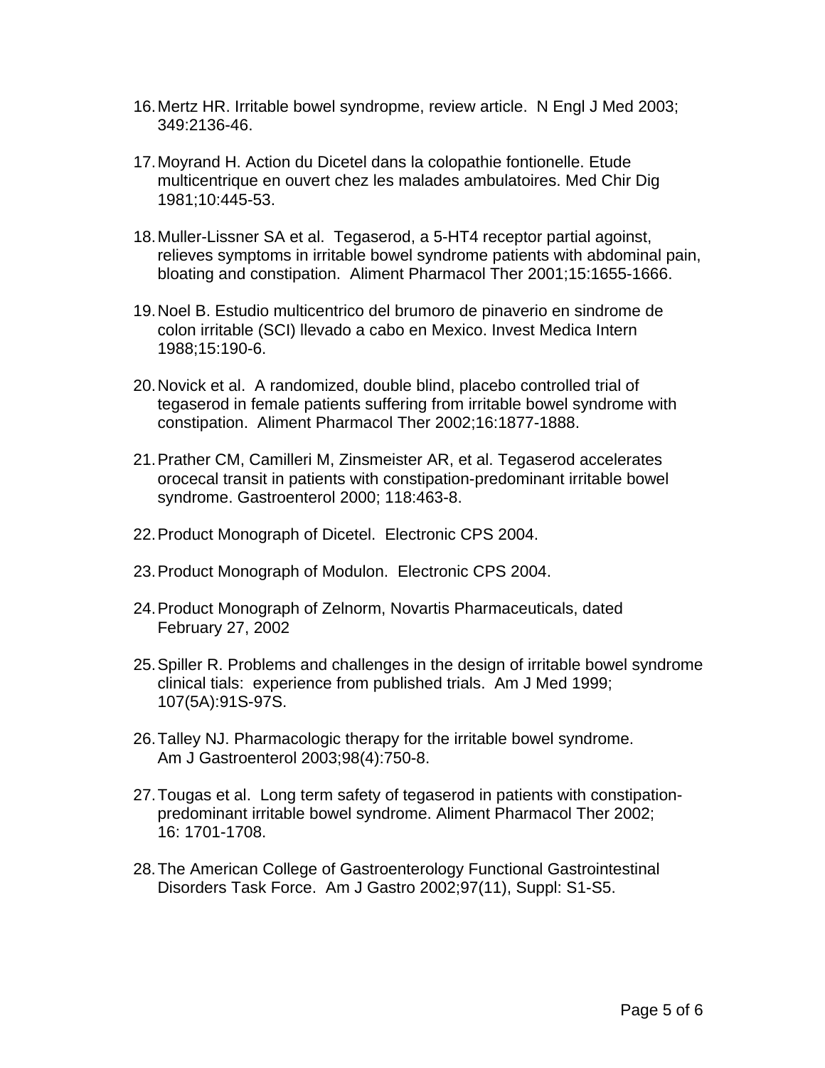16. Mertz HR. Irritable bowel syndropme, review article.  N Engl J Med 2003; 349:2136-46.

17. Moyrand H. Action du Dicetel dans la colopathie fontionelle. Etude multicentrique en ouvert chez les malades ambulatoires. Med Chir Dig 1981;10:445-53.

18. Muller-Lissner SA et al.  Tegaserod, a 5-HT4 receptor partial agoinst, relieves symptoms in irritable bowel syndrome patients with abdominal pain, bloating and constipation.  Aliment Pharmacol Ther 2001;15:1655-1666.

19. Noel B. Estudio multicentrico del brumoro de pinaverio en sindrome de colon irritable (SCI) llevado a cabo en Mexico. Invest Medica Intern 1988;15:190-6.

20. Novick et al.  A randomized, double blind, placebo controlled trial of tegaserod in female patients suffering from irritable bowel syndrome with constipation.  Aliment Pharmacol Ther 2002;16:1877-1888.

21. Prather CM, Camilleri M, Zinsmeister AR, et al. Tegaserod accelerates orocecal transit in patients with constipation-predominant irritable bowel syndrome. Gastroenterol 2000; 118:463-8.

22. Product Monograph of Dicetel.  Electronic CPS 2004.

23. Product Monograph of Modulon.  Electronic CPS 2004.

24. Product Monograph of Zelnorm, Novartis Pharmaceuticals, dated February 27, 2002

25. Spiller R. Problems and challenges in the design of irritable bowel syndrome clinical tials:  experience from published trials.  Am J Med 1999; 107(5A):91S-97S.

26. Talley NJ. Pharmacologic therapy for the irritable bowel syndrome. Am J Gastroenterol 2003;98(4):750-8.

27. Tougas et al.  Long term safety of tegaserod in patients with constipation-predominant irritable bowel syndrome. Aliment Pharmacol Ther 2002; 16: 1701-1708.

28. The American College of Gastroenterology Functional Gastrointestinal Disorders Task Force.  Am J Gastro 2002;97(11), Suppl: S1-S5.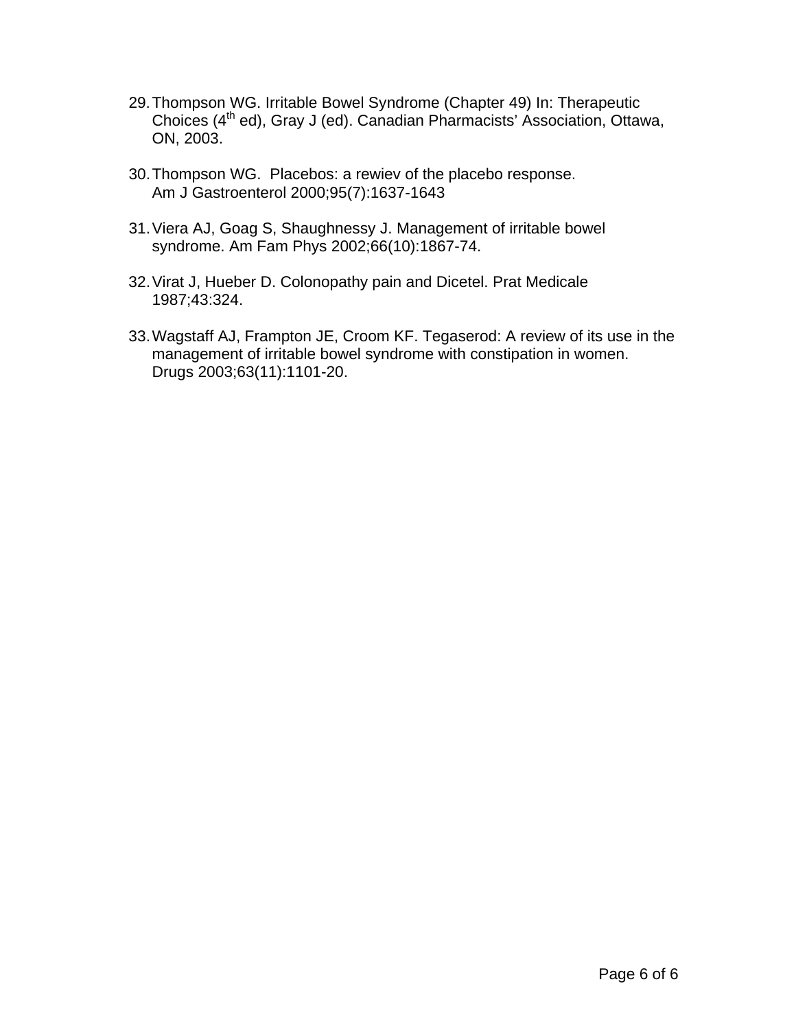29. Thompson WG. Irritable Bowel Syndrome (Chapter 49) In: Therapeutic Choices (4th ed), Gray J (ed). Canadian Pharmacists' Association, Ottawa, ON, 2003.

30. Thompson WG. Placebos: a rewiev of the placebo response. Am J Gastroenterol 2000;95(7):1637-1643

31. Viera AJ, Goag S, Shaughnessy J. Management of irritable bowel syndrome. Am Fam Phys 2002;66(10):1867-74.

32. Virat J, Hueber D. Colonopathy pain and Dicetel. Prat Medicale 1987;43:324.

33. Wagstaff AJ, Frampton JE, Croom KF. Tegaserod: A review of its use in the management of irritable bowel syndrome with constipation in women. Drugs 2003;63(11):1101-20.